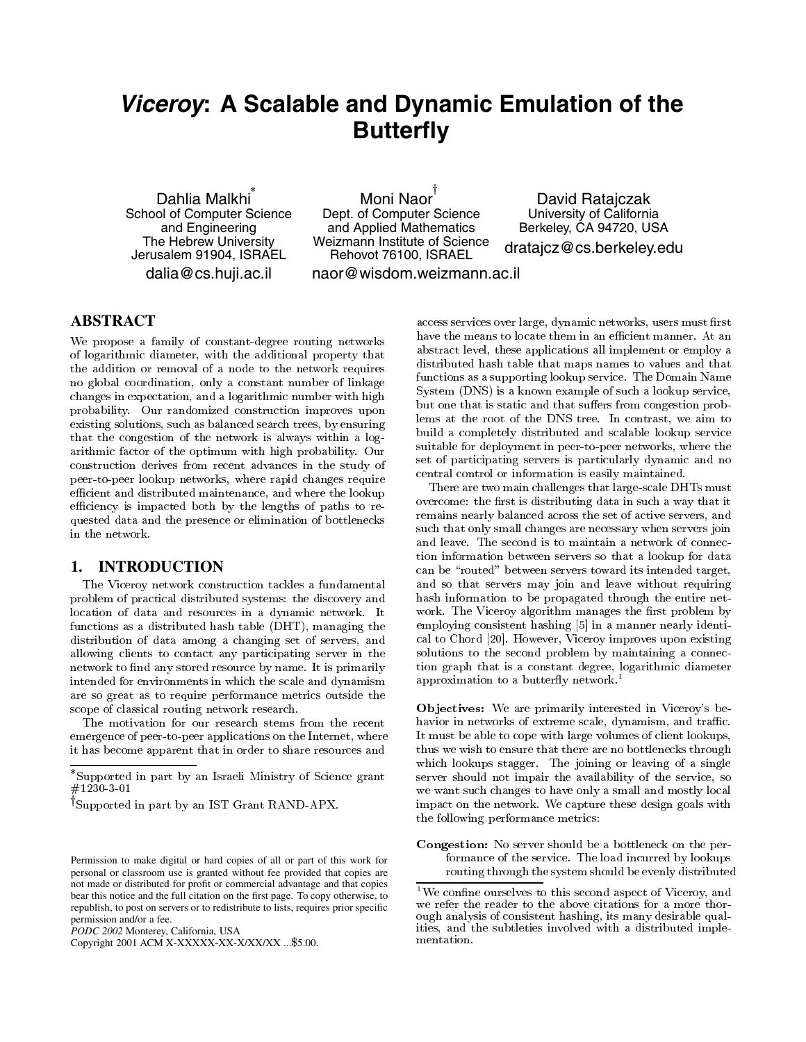# *Viceroy*: A Scalable and Dynamic Emulation of the Butterfly

Dahlia Malkhi[*]
School of Computer Science and Engineering
The Hebrew University
Jerusalem 91904, ISRAEL
dalia@cs.huji.ac.il

Moni Naor[†]
Dept. of Computer Science and Applied Mathematics
Weizmann Institute of Science
Rehovot 76100, ISRAEL
naor@wisdom.weizmann.ac.il

David Ratajczak
University of California
Berkeley, CA 94720, USA
dratajcz@cs.berkeley.edu

## ABSTRACT

We propose a family of constant-degree routing networks of logarithmic diameter, with the additional property that the addition or removal of a node to the network requires no global coordination, only a constant number of linkage changes in expectation, and a logarithmic number with high probability. Our randomized construction improves upon existing solutions, such as balanced search trees, by ensuring that the congestion of the network is always within a logarithmic factor of the optimum with high probability. Our construction derives from recent advances in the study of peer-to-peer lookup networks, where rapid changes require efficient and distributed maintenance, and where the lookup efficiency is impacted both by the lengths of paths to requested data and the presence or elimination of bottlenecks in the network.

## 1. INTRODUCTION

The Viceroy network construction tackles a fundamental problem of practical distributed systems: the discovery and location of data and resources in a dynamic network. It functions as a distributed hash table (DHT), managing the distribution of data among a changing set of servers, and allowing clients to contact any participating server in the network to find any stored resource by name. It is primarily intended for environments in which the scale and dynamism are so great as to require performance metrics outside the scope of classical routing network research.

The motivation for our research stems from the recent emergence of peer-to-peer applications on the Internet, where it has become apparent that in order to share resources and access services over large, dynamic networks, users must first have the means to locate them in an efficient manner. At an abstract level, these applications all implement or employ a distributed hash table that maps names to values and that functions as a supporting lookup service. The Domain Name System (DNS) is a known example of such a lookup service, but one that is static and that suffers from congestion problems at the root of the DNS tree. In contrast, we aim to build a completely distributed and scalable lookup service suitable for deployment in peer-to-peer networks, where the set of participating servers is particularly dynamic and no central control or information is easily maintained.

There are two main challenges that large-scale DHTs must overcome: the first is distributing data in such a way that it remains nearly balanced across the set of active servers, and such that only small changes are necessary when servers join and leave. The second is to maintain a network of connection information between servers so that a lookup for data can be "routed" between servers toward its intended target, and so that servers may join and leave without requiring hash information to be propagated through the entire network. The Viceroy algorithm manages the first problem by employing consistent hashing [5] in a manner nearly identical to Chord [20]. However, Viceroy improves upon existing solutions to the second problem by maintaining a connection graph that is a constant degree, logarithmic diameter approximation to a butterfly network.[1]

**Objectives:** We are primarily interested in Viceroy's behavior in networks of extreme scale, dynamism, and traffic. It must be able to cope with large volumes of client lookups, thus we wish to ensure that there are no bottlenecks through which lookups stagger. The joining or leaving of a single server should not impair the availability of the service, so we want such changes to have only a small and mostly local impact on the network. We capture these design goals with the following performance metrics:

**Congestion:** No server should be a bottleneck on the performance of the service. The load incurred by lookups routing through the system should be evenly distributed

---

[*] Supported in part by an Israeli Ministry of Science grant #1230-3-01

[†] Supported in part by an IST Grant RAND-APX.

[1] We confine ourselves to this second aspect of Viceroy, and we refer the reader to the above citations for a more thorough analysis of consistent hashing, its many desirable qualities, and the subtleties involved with a distributed implementation.

Permission to make digital or hard copies of all or part of this work for personal or classroom use is granted without fee provided that copies are not made or distributed for profit or commercial advantage and that copies bear this notice and the full citation on the first page. To copy otherwise, to republish, to post on servers or to redistribute to lists, requires prior specific permission and/or a fee.
*PODC 2002* Monterey, California, USA
Copyright 2001 ACM X-XXXXX-XX-X/XX/XX ...$5.00.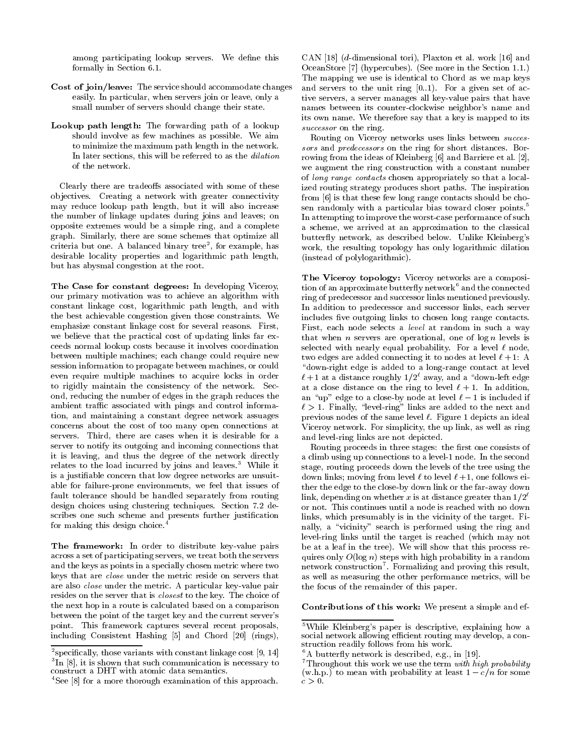among participating lookup servers. We define this formally in Section 6.1.

**Cost of join/leave:** The service should accommodate changes easily. In particular, when servers join or leave, only a small number of servers should change their state.

**Lookup path length:** The forwarding path of a lookup should involve as few machines as possible. We aim to minimize the maximum path length in the network. In later sections, this will be referred to as the *dilation* of the network.

Clearly there are tradeoffs associated with some of these objectives. Creating a network with greater connectivity may reduce lookup path length, but it will also increase the number of linkage updates during joins and leaves; on opposite extremes would be a simple ring, and a complete graph. Similarly, there are some schemes that optimize all criteria but one. A balanced binary tree[2], for example, has desirable locality properties and logarithmic path length, but has abysmal congestion at the root.

**The Case for constant degrees:** In developing Viceroy, our primary motivation was to achieve an algorithm with constant linkage cost, logarithmic path length, and with the best achievable congestion given those constraints. We emphasize constant linkage cost for several reasons. First, we believe that the practical cost of updating links far exceeds normal lookup costs because it involves coordination between multiple machines; each change could require new session information to propagate between machines, or could even require multiple machines to acquire locks in order to rigidly maintain the consistency of the network. Second, reducing the number of edges in the graph reduces the ambient traffic associated with pings and control information, and maintaining a constant degree network assuages concerns about the cost of too many open connections at servers. Third, there are cases when it is desirable for a server to notify its outgoing and incoming connections that it is leaving, and thus the degree of the network directly relates to the load incurred by joins and leaves.[3] While it is a justifiable concern that low degree networks are unsuitable for failure-prone environments, we feel that issues of fault tolerance should be handled separately from routing design choices using clustering techniques. Section 7.2 describes one such scheme and presents further justification for making this design choice.[4]

**The framework:** In order to distribute key-value pairs across a set of participating servers, we treat both the servers and the keys as points in a specially chosen metric where two keys that are *close* under the metric reside on servers that are also *close* under the metric. A particular key-value pair resides on the server that is *closest* to the key. The choice of the next hop in a route is calculated based on a comparison between the point of the target key and the current server's point. This framework captures several recent proposals, including Consistent Hashing [5] and Chord [20] (rings), CAN [18] ($d$-dimensional tori), Plaxton et al. work [16] and OceanStore [7] (hypercubes). (See more in the Section 1.1.) The mapping we use is identical to Chord as we map keys and servers to the unit ring $[0..1)$. For a given set of active servers, a server manages all key-value pairs that have names between its counter-clockwise neighbor's name and its own name. We therefore say that a key is mapped to its *successor* on the ring.

Routing on Viceroy networks uses links between *successors* and *predecessors* on the ring for short distances. Borrowing from the ideas of Kleinberg [6] and Barriere et al. [2], we augment the ring construction with a constant number of *long range contacts* chosen appropriately so that a localized routing strategy produces short paths. The inspiration from [6] is that these few long range contacts should be chosen randomly with a particular bias toward closer points.[5] In attempting to improve the worst-case performance of such a scheme, we arrived at an approximation to the classical butterfly network, as described below. Unlike Kleinberg's work, the resulting topology has only logarithmic dilation (instead of polylogarithmic).

**The Viceroy topology:** Viceroy networks are a composition of an approximate butterfly network[6] and the connected ring of predecessor and successor links mentioned previously. In addition to predecessor and successor links, each server includes five outgoing links to chosen long range contacts. First, each node selects a *level* at random in such a way that when $n$ servers are operational, one of $\log n$ levels is selected with nearly equal probability. For a level $\ell$ node, two edges are added connecting it to nodes at level $\ell+1$: A "down-right edge is added to a long-range contact at level $\ell+1$ at a distance roughly $1/2^\ell$ away, and a "down-left edge at a close distance on the ring to level $\ell+1$. In addition, an "up" edge to a close-by node at level $\ell-1$ is included if $\ell > 1$. Finally, "level-ring" links are added to the next and previous nodes of the same level $\ell$. Figure 1 depicts an ideal Viceroy network. For simplicity, the up link, as well as ring and level-ring links are not depicted.

Routing proceeds in three stages: the first one consists of a climb using up connections to a level-1 node. In the second stage, routing proceeds down the levels of the tree using the down links; moving from level $\ell$ to level $\ell+1$, one follows either the edge to the close-by down link or the far-away down link, depending on whether $x$ is at distance greater than $1/2^\ell$ or not. This continues until a node is reached with no down links, which presumably is in the vicinity of the target. Finally, a "vicinity" search is performed using the ring and level-ring links until the target is reached (which may not be at a leaf in the tree). We will show that this process requires only $O(\log n)$ steps with high probability in a random network construction[7]. Formalizing and proving this result, as well as measuring the other performance metrics, will be the focus of the remainder of this paper.

**Contributions of this work:** We present a simple and ef-

---

[2] specifically, those variants with constant linkage cost [9, 14]

[3] In [8], it is shown that such communication is necessary to construct a DHT with atomic data semantics.

[4] See [8] for a more thorough examination of this approach.

[5] While Kleinberg's paper is descriptive, explaining how a social network allowing efficient routing may develop, a construction readily follows from his work.

[6] A butterfly network is described, e.g., in [19].

[7] Throughout this work we use the term *with high probability* (w.h.p.) to mean with probability at least $1 - c/n$ for some $c > 0$.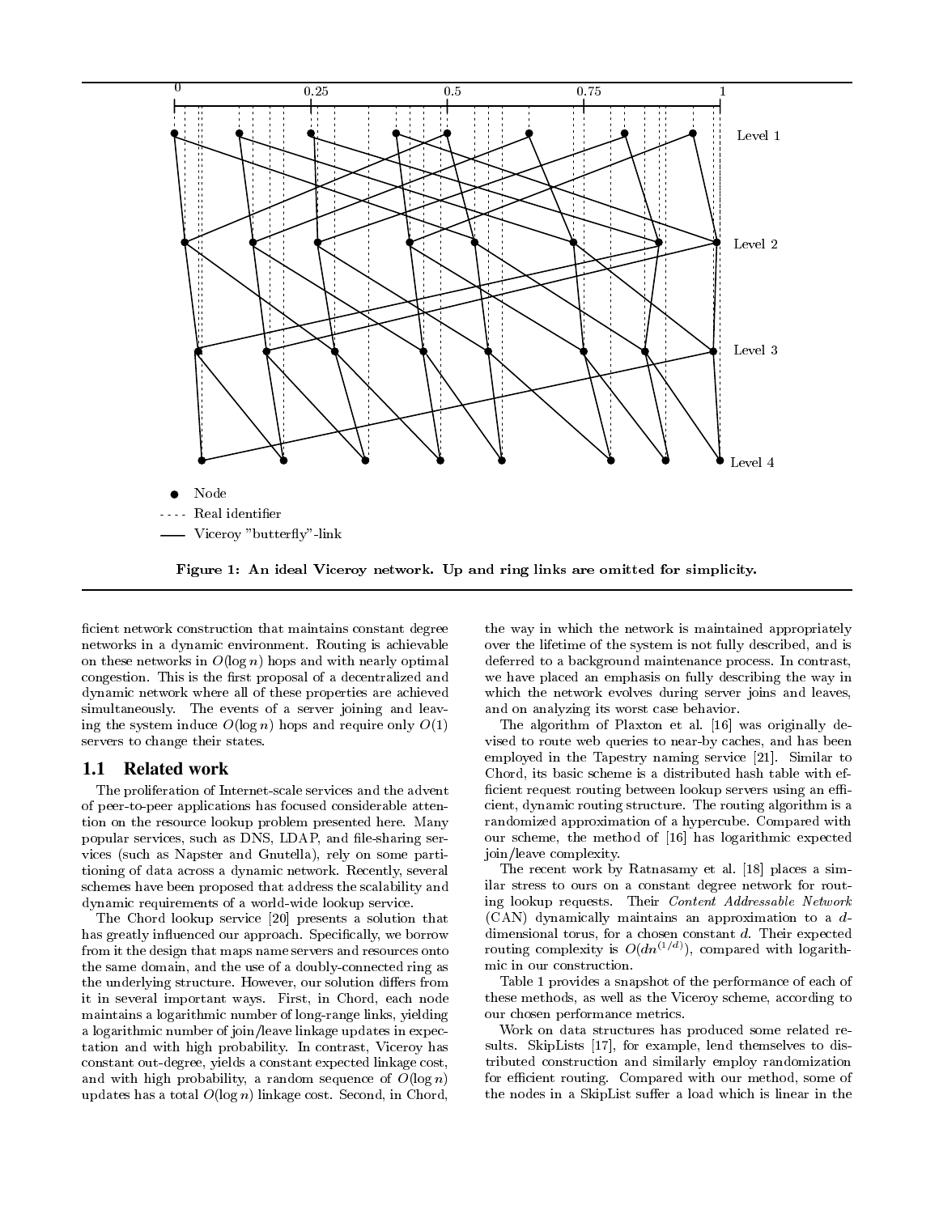Figure 1: An ideal Viceroy network. Up and ring links are omitted for simplicity.

ficient network construction that maintains constant degree networks in a dynamic environment. Routing is achievable on these networks in $O(\log n)$ hops and with nearly optimal congestion. This is the first proposal of a decentralized and dynamic network where all of these properties are achieved simultaneously. The events of a server joining and leaving the system induce $O(\log n)$ hops and require only $O(1)$ servers to change their states.

## 1.1 Related work

The proliferation of Internet-scale services and the advent of peer-to-peer applications has focused considerable attention on the resource lookup problem presented here. Many popular services, such as DNS, LDAP, and file-sharing services (such as Napster and Gnutella), rely on some partitioning of data across a dynamic network. Recently, several schemes have been proposed that address the scalability and dynamic requirements of a world-wide lookup service.

The Chord lookup service [20] presents a solution that has greatly influenced our approach. Specifically, we borrow from it the design that maps name servers and resources onto the same domain, and the use of a doubly-connected ring as the underlying structure. However, our solution differs from it in several important ways. First, in Chord, each node maintains a logarithmic number of long-range links, yielding a logarithmic number of join/leave linkage updates in expectation and with high probability. In contrast, Viceroy has constant out-degree, yields a constant expected linkage cost, and with high probability, a random sequence of $O(\log n)$ updates has a total $O(\log n)$ linkage cost. Second, in Chord, the way in which the network is maintained appropriately over the lifetime of the system is not fully described, and is deferred to a background maintenance process. In contrast, we have placed an emphasis on fully describing the way in which the network evolves during server joins and leaves, and on analyzing its worst case behavior.

The algorithm of Plaxton et al. [16] was originally devised to route web queries to near-by caches, and has been employed in the Tapestry naming service [21]. Similar to Chord, its basic scheme is a distributed hash table with efficient request routing between lookup servers using an efficient, dynamic routing structure. The routing algorithm is a randomized approximation of a hypercube. Compared with our scheme, the method of [16] has logarithmic expected join/leave complexity.

The recent work by Ratnasamy et al. [18] places a similar stress to ours on a constant degree network for routing lookup requests. Their *Content Addressable Network* (CAN) dynamically maintains an approximation to a $d$-dimensional torus, for a chosen constant $d$. Their expected routing complexity is $O(dn^{(1/d)})$, compared with logarithmic in our construction.

Table 1 provides a snapshot of the performance of each of these methods, as well as the Viceroy scheme, according to our chosen performance metrics.

Work on data structures has produced some related results. SkipLists [17], for example, lend themselves to distributed construction and similarly employ randomization for efficient routing. Compared with our method, some of the nodes in a SkipList suffer a load which is linear in the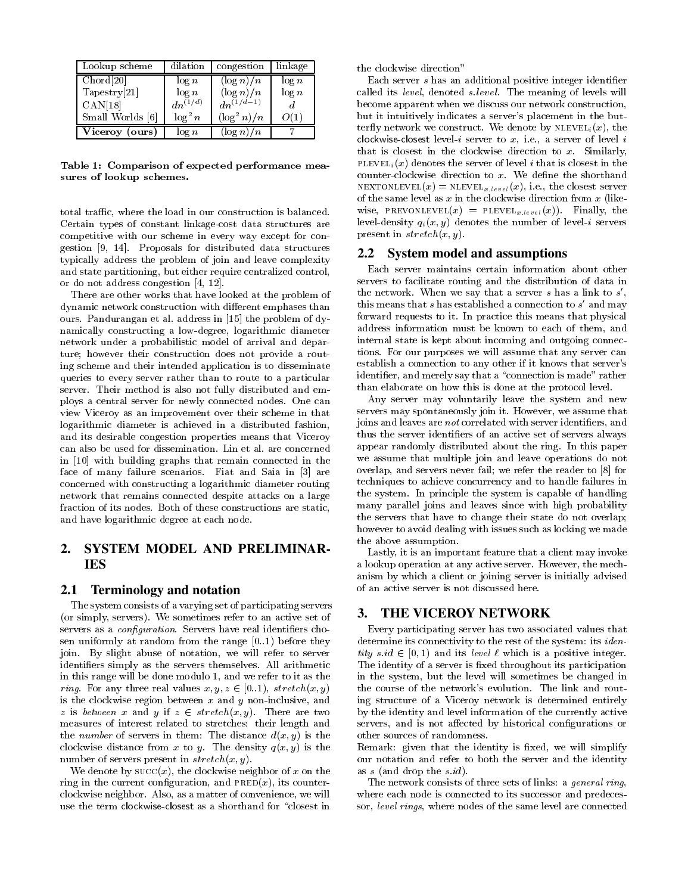| Lookup scheme | dilation | congestion | linkage |
|---|---|---|---|
| Chord[20] | $\log n$ | $(\log n)/n$ | $\log n$ |
| Tapestry[21] | $\log n$ | $(\log n)/n$ | $\log n$ |
| CAN[18] | $dn^{(1/d)}$ | $dn^{(1/d-1)}$ | $d$ |
| Small Worlds [6] | $\log^2 n$ | $(\log^2 n)/n$ | $O(1)$ |
| **Viceroy (ours)** | $\log n$ | $(\log n)/n$ | 7 |

**Table 1: Comparison of expected performance measures of lookup schemes.**

total traffic, where the load in our construction is balanced. Certain types of constant linkage-cost data structures are competitive with our scheme in every way except for congestion [9, 14]. Proposals for distributed data structures typically address the problem of join and leave complexity and state partitioning, but either require centralized control, or do not address congestion [4, 12].

There are other works that have looked at the problem of dynamic network construction with different emphases than ours. Pandurangan et al. address in [15] the problem of dynamically constructing a low-degree, logarithmic diameter network under a probabilistic model of arrival and departure; however their construction does not provide a routing scheme and their intended application is to disseminate queries to every server rather than to route to a particular server. Their method is also not fully distributed and employs a central server for newly connected nodes. One can view Viceroy as an improvement over their scheme in that logarithmic diameter is achieved in a distributed fashion, and its desirable congestion properties means that Viceroy can also be used for dissemination. Lin et al. are concerned in [10] with building graphs that remain connected in the face of many failure scenarios. Fiat and Saia in [3] are concerned with constructing a logarithmic diameter routing network that remains connected despite attacks on a large fraction of its nodes. Both of these constructions are static, and have logarithmic degree at each node.

# 2. SYSTEM MODEL AND PRELIMINARIES

## 2.1 Terminology and notation

The system consists of a varying set of participating servers (or simply, servers). We sometimes refer to an active set of servers as a *configuration*. Servers have real identifiers chosen uniformly at random from the range $[0..1)$ before they join. By slight abuse of notation, we will refer to server identifiers simply as the servers themselves. All arithmetic in this range will be done modulo 1, and we refer to it as the *ring*. For any three real values $x, y, z \in [0..1)$, $stretch(x, y)$ is the clockwise region between $x$ and $y$ non-inclusive, and $z$ is *between* $x$ and $y$ if $z \in stretch(x, y)$. There are two measures of interest related to stretches: their length and the *number* of servers in them: The distance $d(x, y)$ is the clockwise distance from $x$ to $y$. The density $q(x, y)$ is the number of servers present in $stretch(x, y)$.

We denote by $\textsc{succ}(x)$, the clockwise neighbor of $x$ on the ring in the current configuration, and $\textsc{pred}(x)$, its counterclockwise neighbor. Also, as a matter of convenience, we will use the term clockwise-closest as a shorthand for "closest in the clockwise direction"

Each server $s$ has an additional positive integer identifier called its *level*, denoted $s.level$. The meaning of levels will become apparent when we discuss our network construction, but it intuitively indicates a server's placement in the butterfly network we construct. We denote by $\textsc{nlevel}_i(x)$, the clockwise-closest level-$i$ server to $x$, i.e., a server of level $i$ that is closest in the clockwise direction to $x$. Similarly, $\textsc{plevel}_i(x)$ denotes the server of level $i$ that is closest in the counter-clockwise direction to $x$. We define the shorthand $\textsc{nextonlevel}(x) = \textsc{nlevel}_{x.level}(x)$, i.e., the closest server of the same level as $x$ in the clockwise direction from $x$ (likewise, $\textsc{prevonlevel}(x) = \textsc{plevel}_{x.level}(x)$). Finally, the level-density $q_i(x, y)$ denotes the number of level-$i$ servers present in $stretch(x, y)$.

## 2.2 System model and assumptions

Each server maintains certain information about other servers to facilitate routing and the distribution of data in the network. When we say that a server $s$ has a link to $s'$, this means that $s$ has established a connection to $s'$ and may forward requests to it. In practice this means that physical address information must be known to each of them, and internal state is kept about incoming and outgoing connections. For our purposes we will assume that any server can establish a connection to any other if it knows that server's identifier, and merely say that a "connection is made" rather than elaborate on how this is done at the protocol level.

Any server may voluntarily leave the system and new servers may spontaneously join it. However, we assume that joins and leaves are *not* correlated with server identifiers, and thus the server identifiers of an active set of servers always appear randomly distributed about the ring. In this paper we assume that multiple join and leave operations do not overlap, and servers never fail; we refer the reader to [8] for techniques to achieve concurrency and to handle failures in the system. In principle the system is capable of handling many parallel joins and leaves since with high probability the servers that have to change their state do not overlap; however to avoid dealing with issues such as locking we made the above assumption.

Lastly, it is an important feature that a client may invoke a lookup operation at any active server. However, the mechanism by which a client or joining server is initially advised of an active server is not discussed here.

# 3. THE VICEROY NETWORK

Every participating server has two associated values that determine its connectivity to the rest of the system: its *identity* $s.id \in [0, 1)$ and its *level* $\ell$ which is a positive integer. The identity of a server is fixed throughout its participation in the system, but the level will sometimes be changed in the course of the network's evolution. The link and routing structure of a Viceroy network is determined entirely by the identity and level information of the currently active servers, and is not affected by historical configurations or other sources of randomness.

Remark: given that the identity is fixed, we will simplify our notation and refer to both the server and the identity as $s$ (and drop the $s.id$).

The network consists of three sets of links: a *general ring*, where each node is connected to its successor and predecessor, *level rings*, where nodes of the same level are connected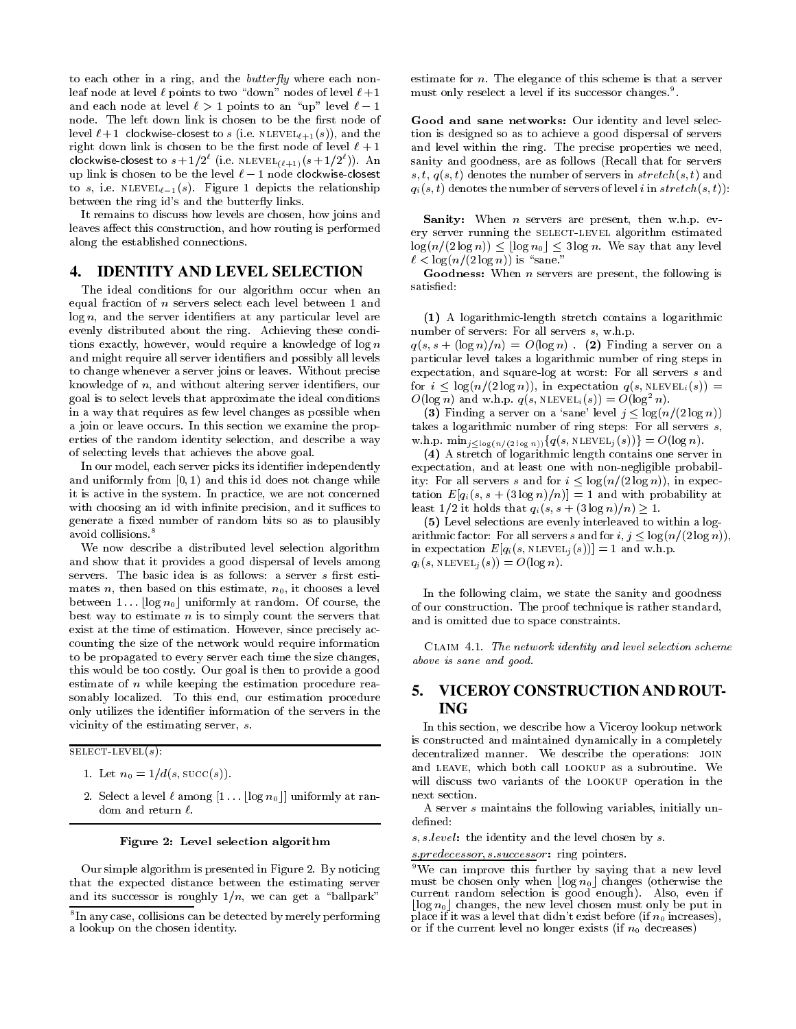to each other in a ring, and the *butterfly* where each non-leaf node at level $\ell$ points to two "down" nodes of level $\ell+1$ and each node at level $\ell > 1$ points to an "up" level $\ell - 1$ node. The left down link is chosen to be the first node of level $\ell+1$ clockwise-closest to $s$ (i.e. $\text{NLEVEL}_{\ell+1}(s)$), and the right down link is chosen to be the first node of level $\ell+1$ clockwise-closest to $s + 1/2^{\ell}$ (i.e. $\text{NLEVEL}_{(\ell+1)}(s + 1/2^{\ell})$). An up link is chosen to be the level $\ell - 1$ node clockwise-closest to $s$, i.e. $\text{NLEVEL}_{\ell-1}(s)$. Figure 1 depicts the relationship between the ring id's and the butterfly links.

It remains to discuss how levels are chosen, how joins and leaves affect this construction, and how routing is performed along the established connections.

## 4. IDENTITY AND LEVEL SELECTION

The ideal conditions for our algorithm occur when an equal fraction of $n$ servers select each level between 1 and $\log n$, and the server identifiers at any particular level are evenly distributed about the ring. Achieving these conditions exactly, however, would require a knowledge of $\log n$ and might require all server identifiers and possibly all levels to change whenever a server joins or leaves. Without precise knowledge of $n$, and without altering server identifiers, our goal is to select levels that approximate the ideal conditions in a way that requires as few level changes as possible when a join or leave occurs. In this section we examine the properties of the random identity selection, and describe a way of selecting levels that achieves the above goal.

In our model, each server picks its identifier independently and uniformly from $[0, 1)$ and this id does not change while it is active in the system. In practice, we are not concerned with choosing an id with infinite precision, and it suffices to generate a fixed number of random bits so as to plausibly avoid collisions.[8]

We now describe a distributed level selection algorithm and show that it provides a good dispersal of levels among servers. The basic idea is as follows: a server $s$ first estimates $n$, then based on this estimate, $n_0$, it chooses a level between $1 \ldots \lfloor \log n_0 \rfloor$ uniformly at random. Of course, the best way to estimate $n$ is to simply count the servers that exist at the time of estimation. However, since precisely accounting the size of the network would require information to be propagated to every server each time the size changes, this would be too costly. Our goal is then to provide a good estimate of $n$ while keeping the estimation procedure reasonably localized. To this end, our estimation procedure only utilizes the identifier information of the servers in the vicinity of the estimating server, $s$.

---

SELECT-LEVEL$(s)$:

1. Let $n_0 = 1/d(s, \text{SUCC}(s))$.
2. Select a level $\ell$ among $[1 \ldots \lfloor \log n_0 \rfloor]$ uniformly at random and return $\ell$.

---

**Figure 2: Level selection algorithm**

Our simple algorithm is presented in Figure 2. By noticing that the expected distance between the estimating server and its successor is roughly $1/n$, we can get a "ballpark" estimate for $n$. The elegance of this scheme is that a server must only reselect a level if its successor changes.[9].

**Good and sane networks:** Our identity and level selection is designed so as to achieve a good dispersal of servers and level within the ring. The precise properties we need, sanity and goodness, are as follows (Recall that for servers $s, t$, $q(s, t)$ denotes the number of servers in $stretch(s, t)$ and $q_i(s, t)$ denotes the number of servers of level $i$ in $stretch(s, t)$):

**Sanity:** When $n$ servers are present, then w.h.p. every server running the SELECT-LEVEL algorithm estimated $\log(n/(2 \log n)) \leq \lfloor \log n_0 \rfloor \leq 3 \log n$. We say that any level $\ell < \log(n/(2 \log n))$ is "sane."

**Goodness:** When $n$ servers are present, the following is satisfied:

**(1)** A logarithmic-length stretch contains a logarithmic number of servers: For all servers $s$, w.h.p. $q(s, s + (\log n)/n) = O(\log n)$ . **(2)** Finding a server on a particular level takes a logarithmic number of ring steps in expectation, and square-log at worst: For all servers $s$ and for $i \leq \log(n/(2 \log n))$, in expectation $q(s, \text{NLEVEL}_i(s)) = O(\log n)$ and w.h.p. $q(s, \text{NLEVEL}_i(s)) = O(\log^2 n)$.

**(3)** Finding a server on a 'sane' level $j \leq \log(n/(2 \log n))$ takes a logarithmic number of ring steps: For all servers $s$, w.h.p. $\min_{j \leq \log(n/(2 \log n))} \{q(s, \text{NLEVEL}_j(s))\} = O(\log n)$.

**(4)** A stretch of logarithmic length contains one server in expectation, and at least one with non-negligible probability: For all servers $s$ and for $i \leq \log(n/(2 \log n))$, in expectation $E[q_i(s, s + (3 \log n)/n)] = 1$ and with probability at least 1/2 it holds that $q_i(s, s + (3 \log n)/n) \geq 1$.

**(5)** Level selections are evenly interleaved to within a logarithmic factor: For all servers $s$ and for $i, j \leq \log(n/(2 \log n))$, in expectation $E[q_i(s, \text{NLEVEL}_j(s))] = 1$ and w.h.p. $q_i(s, \text{NLEVEL}_j(s)) = O(\log n)$.

In the following claim, we state the sanity and goodness of our construction. The proof technique is rather standard, and is omitted due to space constraints.

CLAIM 4.1. *The network identity and level selection scheme above is sane and good.*

## 5. VICEROY CONSTRUCTION AND ROUTING

In this section, we describe how a Viceroy lookup network is constructed and maintained dynamically in a completely decentralized manner. We describe the operations: JOIN and LEAVE, which both call LOOKUP as a subroutine. We will discuss two variants of the LOOKUP operation in the next section.

A server $s$ maintains the following variables, initially undefined:

***s, s.level*:** the identity and the level chosen by $s$.

***s.predecessor, s.successor*:** ring pointers.

---

[8] In any case, collisions can be detected by merely performing a lookup on the chosen identity.

[9] We can improve this further by saying that a new level must be chosen only when $\lfloor \log n_0 \rfloor$ changes (otherwise the current random selection is good enough). Also, even if $\lfloor \log n_0 \rfloor$ changes, the new level chosen must only be put in place if it was a level that didn't exist before (if $n_0$ increases), or if the current level no longer exists (if $n_0$ decreases)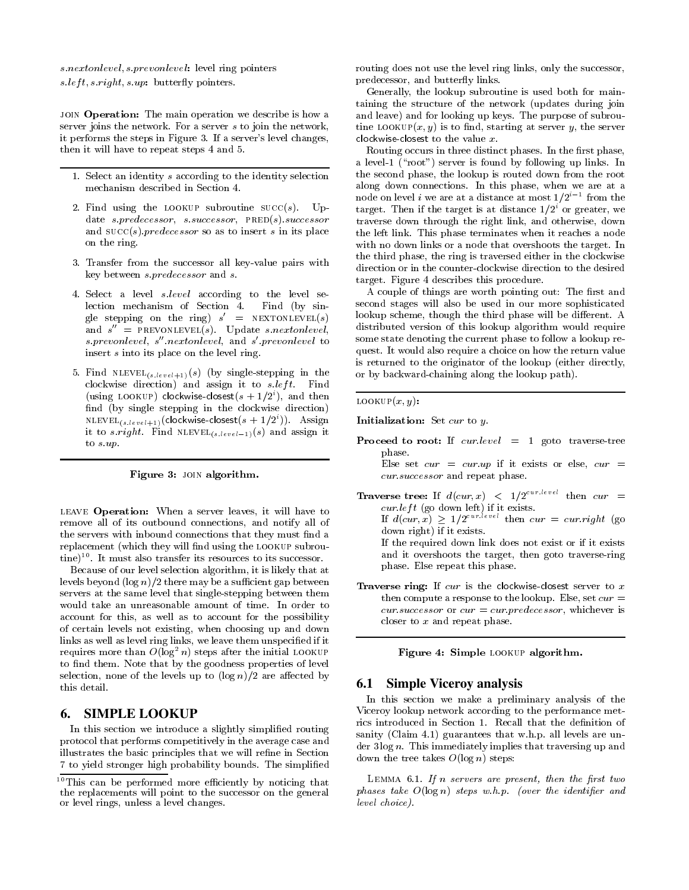*s.nextonlevel*, *s.prevonlevel*: level ring pointers
*s.left*, *s.right*, *s.up*: butterfly pointers.

JOIN **Operation:** The main operation we describe is how a server joins the network. For a server $s$ to join the network, it performs the steps in Figure 3. If a server's level changes, then it will have to repeat steps 4 and 5.

1. Select an identity $s$ according to the identity selection mechanism described in Section 4.
2. Find using the LOOKUP subroutine SUCC($s$). Update *s.predecessor*, *s.successor*, PRED($s$).*successor* and SUCC($s$).*predecessor* so as to insert $s$ in its place on the ring.
3. Transfer from the successor all key-value pairs with key between *s.predecessor* and $s$.
4. Select a level *s.level* according to the level selection mechanism of Section 4. Find (by single stepping on the ring) $s'$ = NEXTONLEVEL($s$) and $s''$ = PREVONLEVEL($s$). Update *s.nextonlevel*, *s.prevonlevel*, $s''$.*nextonlevel*, and $s'$.*prevonlevel* to insert $s$ into its place on the level ring.
5. Find $\text{NLEVEL}_{(s.level+1)}(s)$ (by single-stepping in the clockwise direction) and assign it to *s.left*. Find (using LOOKUP) clockwise-closest($s + 1/2^i$), and then find (by single stepping in the clockwise direction) $\text{NLEVEL}_{(s.level+1)}(\text{clockwise-closest}(s + 1/2^i))$. Assign it to *s.right*. Find $\text{NLEVEL}_{(s.level-1)}(s)$ and assign it to *s.up*.

**Figure 3: JOIN algorithm.**

LEAVE **Operation:** When a server leaves, it will have to remove all of its outbound connections, and notify all of the servers with inbound connections that they must find a replacement (which they will find using the LOOKUP subroutine)[10]. It must also transfer its resources to its successor.

Because of our level selection algorithm, it is likely that at levels beyond $(\log n)/2$ there may be a sufficient gap between servers at the same level that single-stepping between them would take an unreasonable amount of time. In order to account for this, as well as to account for the possibility of certain levels not existing, when choosing up and down links as well as level ring links, we leave them unspecified if it requires more than $O(\log^2 n)$ steps after the initial LOOKUP to find them. Note that by the goodness properties of level selection, none of the levels up to $(\log n)/2$ are affected by this detail.

## 6. SIMPLE LOOKUP

In this section we introduce a slightly simplified routing protocol that performs competitively in the average case and illustrates the basic principles that we will refine in Section 7 to yield stronger high probability bounds. The simplified routing does not use the level ring links, only the successor, predecessor, and butterfly links.

Generally, the lookup subroutine is used both for maintaining the structure of the network (updates during join and leave) and for looking up keys. The purpose of subroutine LOOKUP($x, y$) is to find, starting at server $y$, the server clockwise-closest to the value $x$.

Routing occurs in three distinct phases. In the first phase, a level-1 ("root") server is found by following up links. In the second phase, the lookup is routed down from the root along down connections. In this phase, when we are at a node on level $i$ we are at a distance at most $1/2^{i-1}$ from the target. Then if the target is at distance $1/2^i$ or greater, we traverse down through the right link, and otherwise, down the left link. This phase terminates when it reaches a node with no down links or a node that overshoots the target. In the third phase, the ring is traversed either in the clockwise direction or in the counter-clockwise direction to the desired target. Figure 4 describes this procedure.

A couple of things are worth pointing out: The first and second stages will also be used in our more sophisticated lookup scheme, though the third phase will be different. A distributed version of this lookup algorithm would require some state denoting the current phase to follow a lookup request. It would also require a choice on how the return value is returned to the originator of the lookup (either directly, or by backward-chaining along the lookup path).

LOOKUP($x, y$):

**Initialization:** Set *cur* to $y$.

**Proceed to root:** If $cur.level = 1$ goto traverse-tree phase.
Else set $cur = cur.up$ if it exists or else, $cur = cur.successor$ and repeat phase.

**Traverse tree:** If $d(cur, x) < 1/2^{cur.level}$ then $cur = cur.left$ (go down left) if it exists.
If $d(cur, x) \geq 1/2^{cur.level}$ then $cur = cur.right$ (go down right) if it exists.
If the required down link does not exist or if it exists and it overshoots the target, then goto traverse-ring phase. Else repeat this phase.

**Traverse ring:** If *cur* is the clockwise-closest server to $x$ then compute a response to the lookup. Else, set $cur = cur.successor$ or $cur = cur.predecessor$, whichever is closer to $x$ and repeat phase.

**Figure 4: Simple LOOKUP algorithm.**

### 6.1 Simple Viceroy analysis

In this section we make a preliminary analysis of the Viceroy lookup network according to the performance metrics introduced in Section 1. Recall that the definition of sanity (Claim 4.1) guarantees that w.h.p. all levels are under $3 \log n$. This immediately implies that traversing up and down the tree takes $O(\log n)$ steps:

LEMMA 6.1. *If $n$ servers are present, then the first two phases take $O(\log n)$ steps w.h.p. (over the identifier and level choice).*

[10] This can be performed more efficiently by noticing that the replacements will point to the successor on the general or level rings, unless a level changes.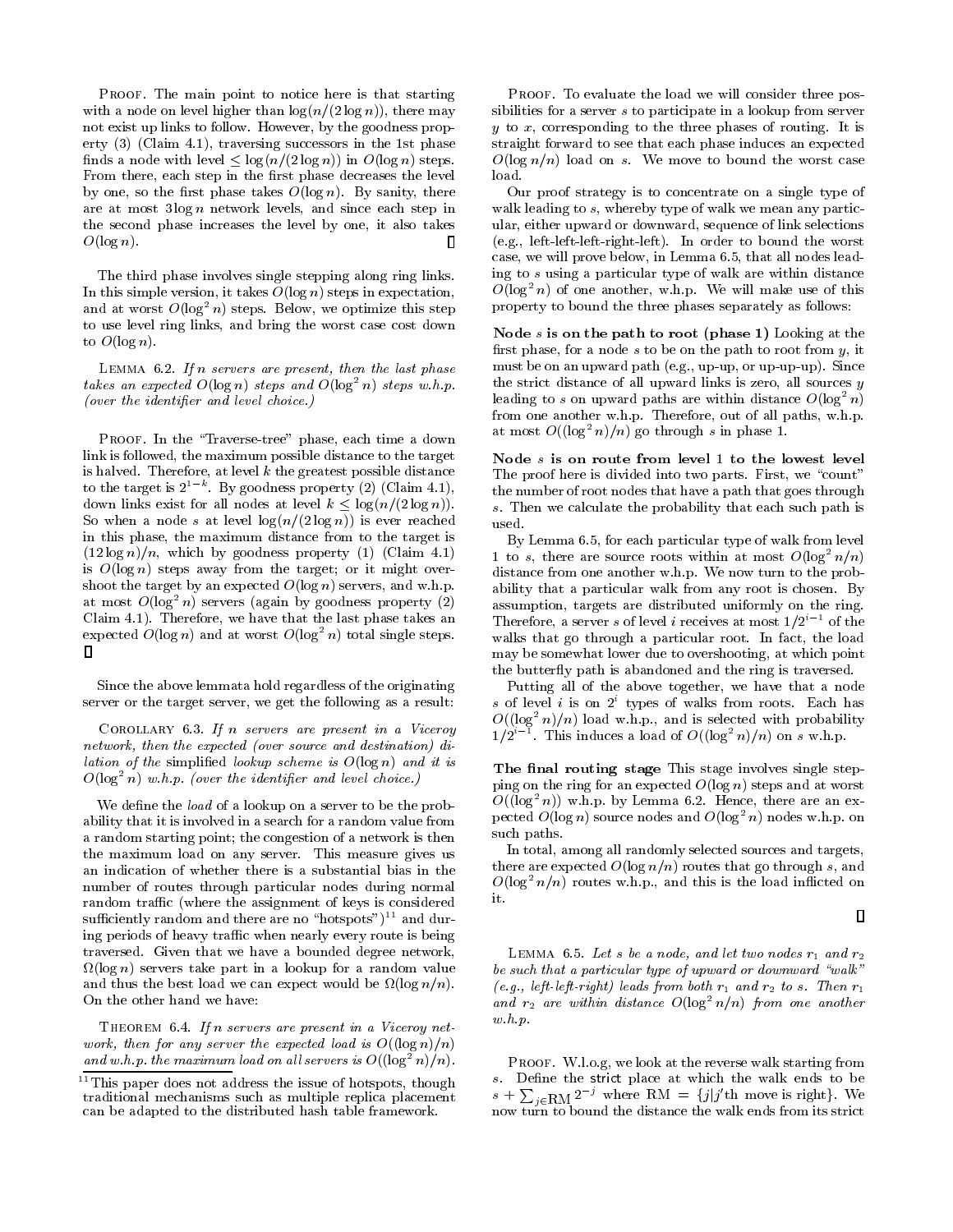Proof. The main point to notice here is that starting with a node on level higher than $\log(n/(2\log n))$, there may not exist up links to follow. However, by the goodness property (3) (Claim 4.1), traversing successors in the 1st phase finds a node with level $\leq \log(n/(2\log n))$ in $O(\log n)$ steps. From there, each step in the first phase decreases the level by one, so the first phase takes $O(\log n)$. By sanity, there are at most $3\log n$ network levels, and since each step in the second phase increases the level by one, it also takes $O(\log n)$. ∎

The third phase involves single stepping along ring links. In this simple version, it takes $O(\log n)$ steps in expectation, and at worst $O(\log^2 n)$ steps. Below, we optimize this step to use level ring links, and bring the worst case cost down to $O(\log n)$.

Lemma 6.2. *If $n$ servers are present, then the last phase takes an expected $O(\log n)$ steps and $O(\log^2 n)$ steps w.h.p. (over the identifier and level choice.)*

Proof. In the "Traverse-tree" phase, each time a down link is followed, the maximum possible distance to the target is halved. Therefore, at level $k$ the greatest possible distance to the target is $2^{1-k}$. By goodness property (2) (Claim 4.1), down links exist for all nodes at level $k \leq \log(n/(2\log n))$. So when a node $s$ at level $\log(n/(2\log n))$ is ever reached in this phase, the maximum distance from to the target is $(12\log n)/n$, which by goodness property (1) (Claim 4.1) is $O(\log n)$ steps away from the target; or it might overshoot the target by an expected $O(\log n)$ servers, and w.h.p. at most $O(\log^2 n)$ servers (again by goodness property (2) Claim 4.1). Therefore, we have that the last phase takes an expected $O(\log n)$ and at worst $O(\log^2 n)$ total single steps. ∎

Since the above lemmata hold regardless of the originating server or the target server, we get the following as a result:

Corollary 6.3. *If $n$ servers are present in a Viceroy network, then the expected (over source and destination) dilation of the* simplified *lookup scheme is $O(\log n)$ and it is $O(\log^2 n)$ w.h.p. (over the identifier and level choice.)*

We define the *load* of a lookup on a server to be the probability that it is involved in a search for a random value from a random starting point; the congestion of a network is then the maximum load on any server. This measure gives us an indication of whether there is a substantial bias in the number of routes through particular nodes during normal random traffic (where the assignment of keys is considered sufficiently random and there are no "hotspots")[11] and during periods of heavy traffic when nearly every route is being traversed. Given that we have a bounded degree network, $\Omega(\log n)$ servers take part in a lookup for a random value and thus the best load we can expect would be $\Omega(\log n/n)$. On the other hand we have:

Theorem 6.4. *If $n$ servers are present in a Viceroy network, then for any server the expected load is $O((\log n)/n)$ and w.h.p. the maximum load on all servers is $O((\log^2 n)/n)$.*

[11] This paper does not address the issue of hotspots, though traditional mechanisms such as multiple replica placement can be adapted to the distributed hash table framework.

Proof. To evaluate the load we will consider three possibilities for a server $s$ to participate in a lookup from server $y$ to $x$, corresponding to the three phases of routing. It is straight forward to see that each phase induces an expected $O(\log n/n)$ load on $s$. We move to bound the worst case load.

Our proof strategy is to concentrate on a single type of walk leading to $s$, whereby type of walk we mean any particular, either upward or downward, sequence of link selections (e.g., left-left-left-right-left). In order to bound the worst case, we will prove below, in Lemma 6.5, that all nodes leading to $s$ using a particular type of walk are within distance $O(\log^2 n)$ of one another, w.h.p. We will make use of this property to bound the three phases separately as follows:

**Node $s$ is on the path to root (phase 1)** Looking at the first phase, for a node $s$ to be on the path to root from $y$, it must be on an upward path (e.g., up-up, or up-up-up). Since the strict distance of all upward links is zero, all sources $y$ leading to $s$ on upward paths are within distance $O(\log^2 n)$ from one another w.h.p. Therefore, out of all paths, w.h.p. at most $O((\log^2 n)/n)$ go through $s$ in phase 1.

**Node $s$ is on route from level 1 to the lowest level** The proof here is divided into two parts. First, we "count" the number of root nodes that have a path that goes through $s$. Then we calculate the probability that each such path is used.

By Lemma 6.5, for each particular type of walk from level 1 to $s$, there are source roots within at most $O(\log^2 n/n)$ distance from one another w.h.p. We now turn to the probability that a particular walk from any root is chosen. By assumption, targets are distributed uniformly on the ring. Therefore, a server $s$ of level $i$ receives at most $1/2^{i-1}$ of the walks that go through a particular root. In fact, the load may be somewhat lower due to overshooting, at which point the butterfly path is abandoned and the ring is traversed.

Putting all of the above together, we have that a node $s$ of level $i$ is on $2^i$ types of walks from roots. Each has $O((\log^2 n)/n)$ load w.h.p., and is selected with probability $1/2^{i-1}$. This induces a load of $O((\log^2 n)/n)$ on $s$ w.h.p.

**The final routing stage** This stage involves single stepping on the ring for an expected $O(\log n)$ steps and at worst $O((\log^2 n))$ w.h.p. by Lemma 6.2. Hence, there are an expected $O(\log n)$ source nodes and $O(\log^2 n)$ nodes w.h.p. on such paths.

In total, among all randomly selected sources and targets, there are expected $O(\log n/n)$ routes that go through $s$, and $O(\log^2 n/n)$ routes w.h.p., and this is the load inflicted on it.

∎

Lemma 6.5. *Let $s$ be a node, and let two nodes $r_1$ and $r_2$ be such that a particular type of upward or downward "walk" (e.g., left-left-right) leads from both $r_1$ and $r_2$ to $s$. Then $r_1$ and $r_2$ are within distance $O(\log^2 n/n)$ from one another w.h.p.*

Proof. W.l.o.g, we look at the reverse walk starting from $s$. Define the strict place at which the walk ends to be $s + \sum_{j \in \mathrm{RM}} 2^{-j}$ where $\mathrm{RM} = \{j | j\text{'th move is right}\}$. We now turn to bound the distance the walk ends from its strict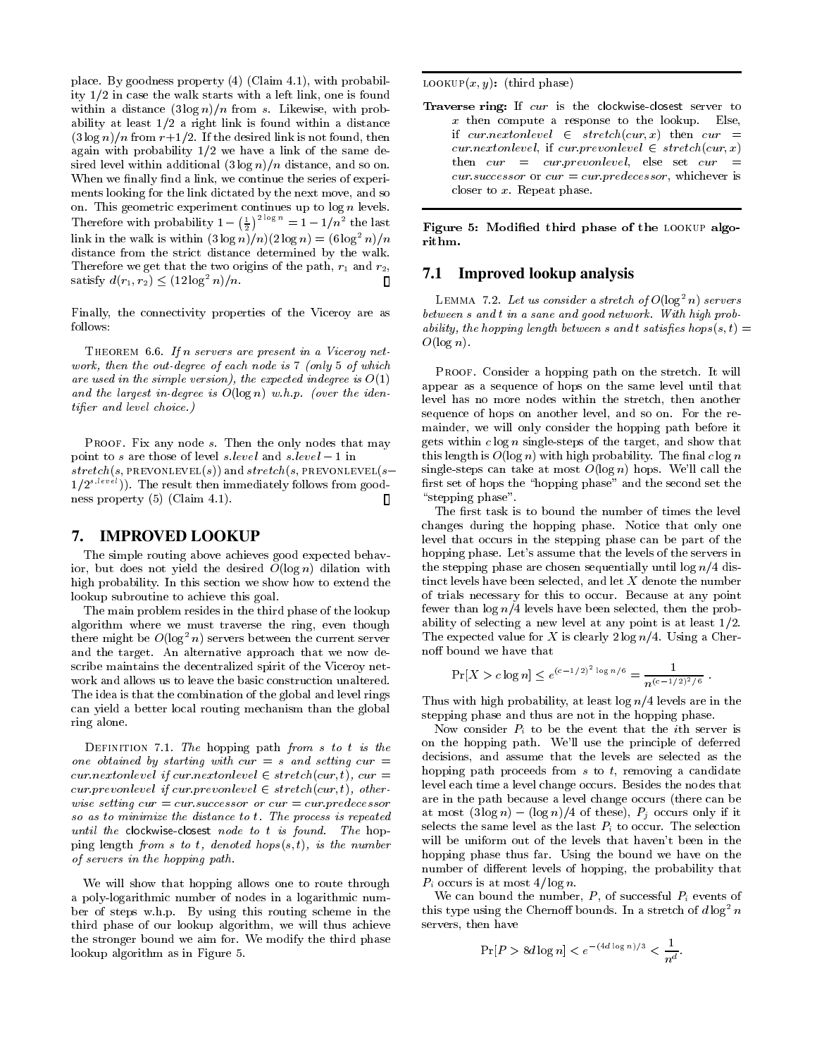place. By goodness property (4) (Claim 4.1), with probability 1/2 in case the walk starts with a left link, one is found within a distance $(3 \log n)/n$ from $s$. Likewise, with probability at least 1/2 a right link is found within a distance $(3 \log n)/n$ from $r+1/2$. If the desired link is not found, then again with probability 1/2 we have a link of the same desired level within additional $(3 \log n)/n$ distance, and so on. When we finally find a link, we continue the series of experiments looking for the link dictated by the next move, and so on. This geometric experiment continues up to $\log n$ levels. Therefore with probability $1 - \left(\frac{1}{2}\right)^{2 \log n} = 1 - 1/n^2$ the last link in the walk is within $(3 \log n)/n)(2 \log n) = (6 \log^2 n)/n$ distance from the strict distance determined by the walk. Therefore we get that the two origins of the path, $r_1$ and $r_2$, satisfy $d(r_1, r_2) \leq (12 \log^2 n)/n$. ∎

Finally, the connectivity properties of the Viceroy are as follows:

THEOREM 6.6. *If $n$ servers are present in a Viceroy network, then the out-degree of each node is 7 (only 5 of which are used in the simple version), the expected indegree is $O(1)$ and the largest in-degree is $O(\log n)$ w.h.p. (over the identifier and level choice.)*

PROOF. Fix any node $s$. Then the only nodes that may point to $s$ are those of level $s.level$ and $s.level - 1$ in $stretch(s, \text{PREVONLEVEL}(s))$ and $stretch(s, \text{PREVONLEVEL}(s - 1/2^{s.level}))$. The result then immediately follows from goodness property (5) (Claim 4.1). ∎

## 7. IMPROVED LOOKUP

The simple routing above achieves good expected behavior, but does not yield the desired $O(\log n)$ dilation with high probability. In this section we show how to extend the lookup subroutine to achieve this goal.

The main problem resides in the third phase of the lookup algorithm where we must traverse the ring, even though there might be $O(\log^2 n)$ servers between the current server and the target. An alternative approach that we now describe maintains the decentralized spirit of the Viceroy network and allows us to leave the basic construction unaltered. The idea is that the combination of the global and level rings can yield a better local routing mechanism than the global ring alone.

DEFINITION 7.1. *The hopping path from $s$ to $t$ is the one obtained by starting with $cur = s$ and setting $cur = cur.nextonlevel$ if $cur.nextonlevel \in stretch(cur, t)$, $cur = cur.prevonlevel$ if $cur.prevonlevel \in stretch(cur, t)$, otherwise setting $cur = cur.successor$ or $cur = cur.predecessor$ so as to minimize the distance to $t$. The process is repeated until the clockwise-closest node to $t$ is found. The hopping length from $s$ to $t$, denoted $hops(s, t)$, is the number of servers in the hopping path.*

We will show that hopping allows one to route through a poly-logarithmic number of nodes in a logarithmic number of steps w.h.p. By using this routing scheme in the third phase of our lookup algorithm, we will thus achieve the stronger bound we aim for. We modify the third phase lookup algorithm as in Figure 5.

---

LOOKUP$(x, y)$: (third phase)

**Traverse ring:** If $cur$ is the clockwise-closest server to $x$ then compute a response to the lookup. Else, if $cur.nextonlevel \in stretch(cur, x)$ then $cur = cur.nextonlevel$, if $cur.prevonlevel \in stretch(cur, x)$ then $cur = cur.prevonlevel$, else set $cur = cur.successor$ or $cur = cur.predecessor$, whichever is closer to $x$. Repeat phase.

---

**Figure 5: Modified third phase of the LOOKUP algorithm.**

### 7.1 Improved lookup analysis

LEMMA 7.2. *Let us consider a stretch of $O(\log^2 n)$ servers between $s$ and $t$ in a sane and good network. With high probability, the hopping length between $s$ and $t$ satisfies $hops(s, t) = O(\log n)$.*

PROOF. Consider a hopping path on the stretch. It will appear as a sequence of hops on the same level until that level has no more nodes within the stretch, then another sequence of hops on another level, and so on. For the remainder, we will only consider the hopping path before it gets within $c \log n$ single-steps of the target, and show that this length is $O(\log n)$ with high probability. The final $c \log n$ single-steps can take at most $O(\log n)$ hops. We'll call the first set of hops the "hopping phase" and the second set the "stepping phase".

The first task is to bound the number of times the level changes during the hopping phase. Notice that only one level that occurs in the stepping phase can be part of the hopping phase. Let's assume that the levels of the servers in the stepping phase are chosen sequentially until $\log n/4$ distinct levels have been selected, and let $X$ denote the number of trials necessary for this to occur. Because at any point fewer than $\log n/4$ levels have been selected, then the probability of selecting a new level at any point is at least 1/2. The expected value for $X$ is clearly $2 \log n/4$. Using a Chernoff bound we have that

$$\Pr[X > c \log n] \leq e^{(c-1/2)^2 \log n/6} = \frac{1}{n^{(c-1/2)^2/6}} .$$

Thus with high probability, at least $\log n/4$ levels are in the stepping phase and thus are not in the hopping phase.

Now consider $P_i$ to be the event that the $i$th server is on the hopping path. We'll use the principle of deferred decisions, and assume that the levels are selected as the hopping path proceeds from $s$ to $t$, removing a candidate level each time a level change occurs. Besides the nodes that are in the path because a level change occurs (there can be at most $(3 \log n) - (\log n)/4$ of these), $P_j$ occurs only if it selects the same level as the last $P_i$ to occur. The selection will be uniform out of the levels that haven't been in the hopping phase thus far. Using the bound we have on the number of different levels of hopping, the probability that $P_i$ occurs is at most $4/\log n$.

We can bound the number, $P$, of successful $P_i$ events of this type using the Chernoff bounds. In a stretch of $d \log^2 n$ servers, then have

$$\Pr[P > 8d \log n] < e^{-(4d \log n)/3} < \frac{1}{n^d}.$$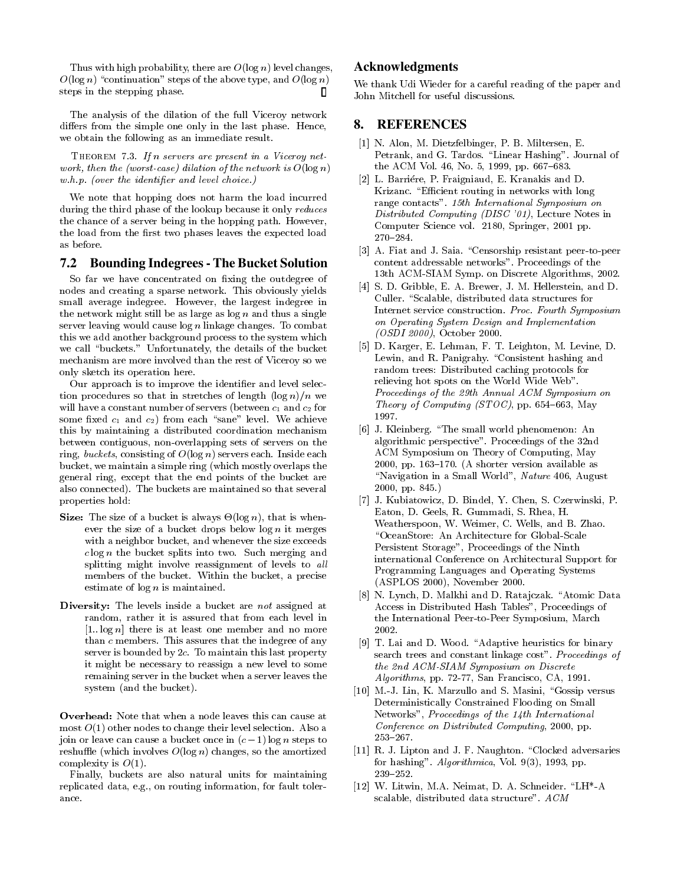Thus with high probability, there are $O(\log n)$ level changes, $O(\log n)$ "continuation" steps of the above type, and $O(\log n)$ steps in the stepping phase. □

The analysis of the dilation of the full Viceroy network differs from the simple one only in the last phase. Hence, we obtain the following as an immediate result.

THEOREM 7.3. *If $n$ servers are present in a Viceroy network, then the (worst-case) dilation of the network is $O(\log n)$ w.h.p. (over the identifier and level choice.)*

We note that hopping does not harm the load incurred during the third phase of the lookup because it only *reduces* the chance of a server being in the hopping path. However, the load from the first two phases leaves the expected load as before.

### 7.2 Bounding Indegrees - The Bucket Solution

So far we have concentrated on fixing the outdegree of nodes and creating a sparse network. This obviously yields small average indegree. However, the largest indegree in the network might still be as large as $\log n$ and thus a single server leaving would cause $\log n$ linkage changes. To combat this we add another background process to the system which we call "buckets." Unfortunately, the details of the bucket mechanism are more involved than the rest of Viceroy so we only sketch its operation here.

Our approach is to improve the identifier and level selection procedures so that in stretches of length $(\log n)/n$ we will have a constant number of servers (between $c_1$ and $c_2$ for some fixed $c_1$ and $c_2$) from each "sane" level. We achieve this by maintaining a distributed coordination mechanism between contiguous, non-overlapping sets of servers on the ring, *buckets*, consisting of $O(\log n)$ servers each. Inside each bucket, we maintain a simple ring (which mostly overlaps the general ring, except that the end points of the bucket are also connected). The buckets are maintained so that several properties hold:

**Size:** The size of a bucket is always $\Theta(\log n)$, that is whenever the size of a bucket drops below $\log n$ it merges with a neighbor bucket, and whenever the size exceeds $c \log n$ the bucket splits into two. Such merging and splitting might involve reassignment of levels to *all* members of the bucket. Within the bucket, a precise estimate of $\log n$ is maintained.

**Diversity:** The levels inside a bucket are *not* assigned at random, rather it is assured that from each level in $[1..\log n]$ there is at least one member and no more than $c$ members. This assures that the indegree of any server is bounded by $2c$. To maintain this last property it might be necessary to reassign a new level to some remaining server in the bucket when a server leaves the system (and the bucket).

**Overhead:** Note that when a node leaves this can cause at most $O(1)$ other nodes to change their level selection. Also a join or leave can cause a bucket once in $(c-1)\log n$ steps to reshuffle (which involves $O(\log n)$ changes, so the amortized complexity is $O(1)$.

Finally, buckets are also natural units for maintaining replicated data, e.g., on routing information, for fault tolerance.

## Acknowledgments

We thank Udi Wieder for a careful reading of the paper and John Mitchell for useful discussions.

## 8. REFERENCES

[1] N. Alon, M. Dietzfelbinger, P. B. Miltersen, E. Petrank, and G. Tardos. "Linear Hashing". Journal of the ACM Vol. 46, No. 5, 1999, pp. 667–683.

[2] L. Barriére, P. Fraigniaud, E. Kranakis and D. Krizanc. "Efficient routing in networks with long range contacts". *15th International Symposium on Distributed Computing (DISC '01)*, Lecture Notes in Computer Science vol. 2180, Springer, 2001 pp. 270–284.

[3] A. Fiat and J. Saia. "Censorship resistant peer-to-peer content addressable networks". Proceedings of the 13th ACM-SIAM Symp. on Discrete Algorithms, 2002.

[4] S. D. Gribble, E. A. Brewer, J. M. Hellerstein, and D. Culler. "Scalable, distributed data structures for Internet service construction. *Proc. Fourth Symposium on Operating System Design and Implementation (OSDI 2000)*, October 2000.

[5] D. Karger, E. Lehman, F. T. Leighton, M. Levine, D. Lewin, and R. Panigrahy. "Consistent hashing and random trees: Distributed caching protocols for relieving hot spots on the World Wide Web". *Proceedings of the 29th Annual ACM Symposium on Theory of Computing (STOC)*, pp. 654–663, May 1997.

[6] J. Kleinberg. "The small world phenomenon: An algorithmic perspective". Proceedings of the 32nd ACM Symposium on Theory of Computing, May 2000, pp. 163–170. (A shorter version available as "Navigation in a Small World", *Nature* 406, August 2000, pp. 845.)

[7] J. Kubiatowicz, D. Bindel, Y. Chen, S. Czerwinski, P. Eaton, D. Geels, R. Gummadi, S. Rhea, H. Weatherspoon, W. Weimer, C. Wells, and B. Zhao. "OceanStore: An Architecture for Global-Scale Persistent Storage", Proceedings of the Ninth international Conference on Architectural Support for Programming Languages and Operating Systems (ASPLOS 2000), November 2000.

[8] N. Lynch, D. Malkhi and D. Ratajczak. "Atomic Data Access in Distributed Hash Tables", Proceedings of the International Peer-to-Peer Symposium, March 2002.

[9] T. Lai and D. Wood. "Adaptive heuristics for binary search trees and constant linkage cost". *Proceedings of the 2nd ACM-SIAM Symposium on Discrete Algorithms*, pp. 72-77, San Francisco, CA, 1991.

[10] M.-J. Lin, K. Marzullo and S. Masini, "Gossip versus Deterministically Constrained Flooding on Small Networks", *Proceedings of the 14th International Conference on Distributed Computing*, 2000, pp. 253–267.

[11] R. J. Lipton and J. F. Naughton. "Clocked adversaries for hashing". *Algorithmica*, Vol. 9(3), 1993, pp. 239–252.

[12] W. Litwin, M.A. Neimat, D. A. Schneider. "LH*-A scalable, distributed data structure". *ACM*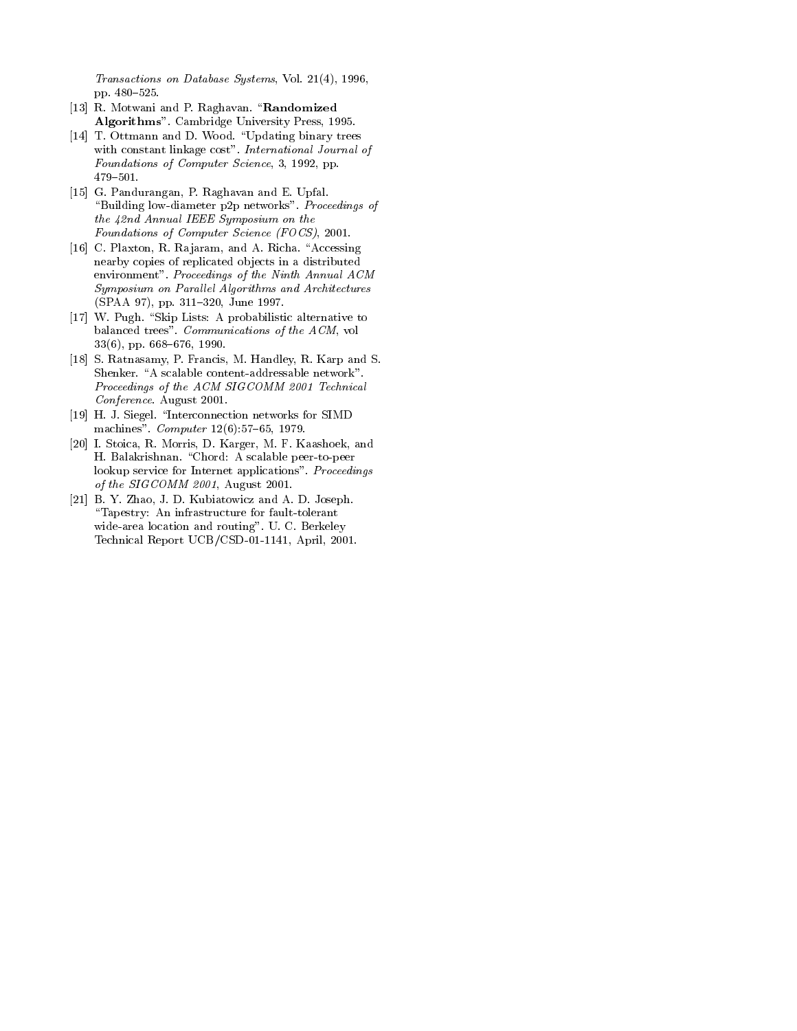*Transactions on Database Systems*, Vol. 21(4), 1996, pp. 480–525.

[13] R. Motwani and P. Raghavan. "**Randomized Algorithms**". Cambridge University Press, 1995.

[14] T. Ottmann and D. Wood. "Updating binary trees with constant linkage cost". *International Journal of Foundations of Computer Science*, 3, 1992, pp. 479–501.

[15] G. Pandurangan, P. Raghavan and E. Upfal. "Building low-diameter p2p networks". *Proceedings of the 42nd Annual IEEE Symposium on the Foundations of Computer Science (FOCS)*, 2001.

[16] C. Plaxton, R. Rajaram, and A. Richa. "Accessing nearby copies of replicated objects in a distributed environment". *Proceedings of the Ninth Annual ACM Symposium on Parallel Algorithms and Architectures* (SPAA 97), pp. 311–320, June 1997.

[17] W. Pugh. "Skip Lists: A probabilistic alternative to balanced trees". *Communications of the ACM*, vol 33(6), pp. 668–676, 1990.

[18] S. Ratnasamy, P. Francis, M. Handley, R. Karp and S. Shenker. "A scalable content-addressable network". *Proceedings of the ACM SIGCOMM 2001 Technical Conference*. August 2001.

[19] H. J. Siegel. "Interconnection networks for SIMD machines". *Computer* 12(6):57–65, 1979.

[20] I. Stoica, R. Morris, D. Karger, M. F. Kaashoek, and H. Balakrishnan. "Chord: A scalable peer-to-peer lookup service for Internet applications". *Proceedings of the SIGCOMM 2001*, August 2001.

[21] B. Y. Zhao, J. D. Kubiatowicz and A. D. Joseph. "Tapestry: An infrastructure for fault-tolerant wide-area location and routing". U. C. Berkeley Technical Report UCB/CSD-01-1141, April, 2001.